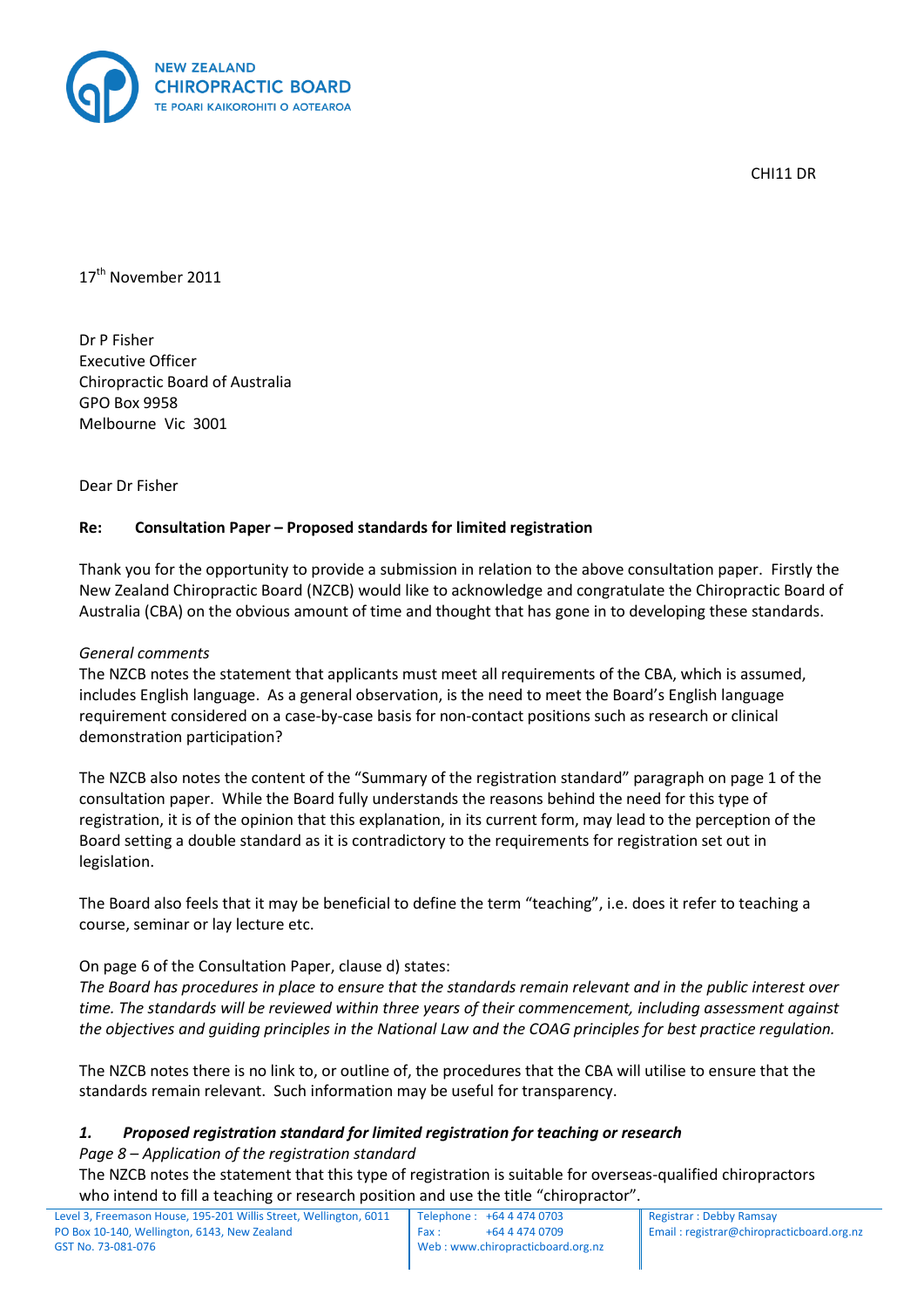NEW ZEALAND
CHIROPRACTIC BOARD
TE POARI KAIKOROHITI O AOTEAROA

CHI11 DR

17th November 2011

Dr P Fisher
Executive Officer
Chiropractic Board of Australia
GPO Box 9958
Melbourne Vic 3001

Dear Dr Fisher

**Re: Consultation Paper – Proposed standards for limited registration**

Thank you for the opportunity to provide a submission in relation to the above consultation paper. Firstly the New Zealand Chiropractic Board (NZCB) would like to acknowledge and congratulate the Chiropractic Board of Australia (CBA) on the obvious amount of time and thought that has gone in to developing these standards.

*General comments*

The NZCB notes the statement that applicants must meet all requirements of the CBA, which is assumed, includes English language. As a general observation, is the need to meet the Board's English language requirement considered on a case-by-case basis for non-contact positions such as research or clinical demonstration participation?

The NZCB also notes the content of the "Summary of the registration standard" paragraph on page 1 of the consultation paper. While the Board fully understands the reasons behind the need for this type of registration, it is of the opinion that this explanation, in its current form, may lead to the perception of the Board setting a double standard as it is contradictory to the requirements for registration set out in legislation.

The Board also feels that it may be beneficial to define the term "teaching", i.e. does it refer to teaching a course, seminar or lay lecture etc.

On page 6 of the Consultation Paper, clause d) states:

*The Board has procedures in place to ensure that the standards remain relevant and in the public interest over time. The standards will be reviewed within three years of their commencement, including assessment against the objectives and guiding principles in the National Law and the COAG principles for best practice regulation.*

The NZCB notes there is no link to, or outline of, the procedures that the CBA will utilise to ensure that the standards remain relevant. Such information may be useful for transparency.

***1. Proposed registration standard for limited registration for teaching or research***

*Page 8 – Application of the registration standard*

The NZCB notes the statement that this type of registration is suitable for overseas-qualified chiropractors who intend to fill a teaching or research position and use the title "chiropractor".

Level 3, Freemason House, 195-201 Willis Street, Wellington, 6011
PO Box 10-140, Wellington, 6143, New Zealand
GST No. 73-081-076

Telephone: +64 4 474 0703
Fax: +64 4 474 0709
Web: www.chiropracticboard.org.nz

Registrar: Debby Ramsay
Email: registrar@chiropracticboard.org.nz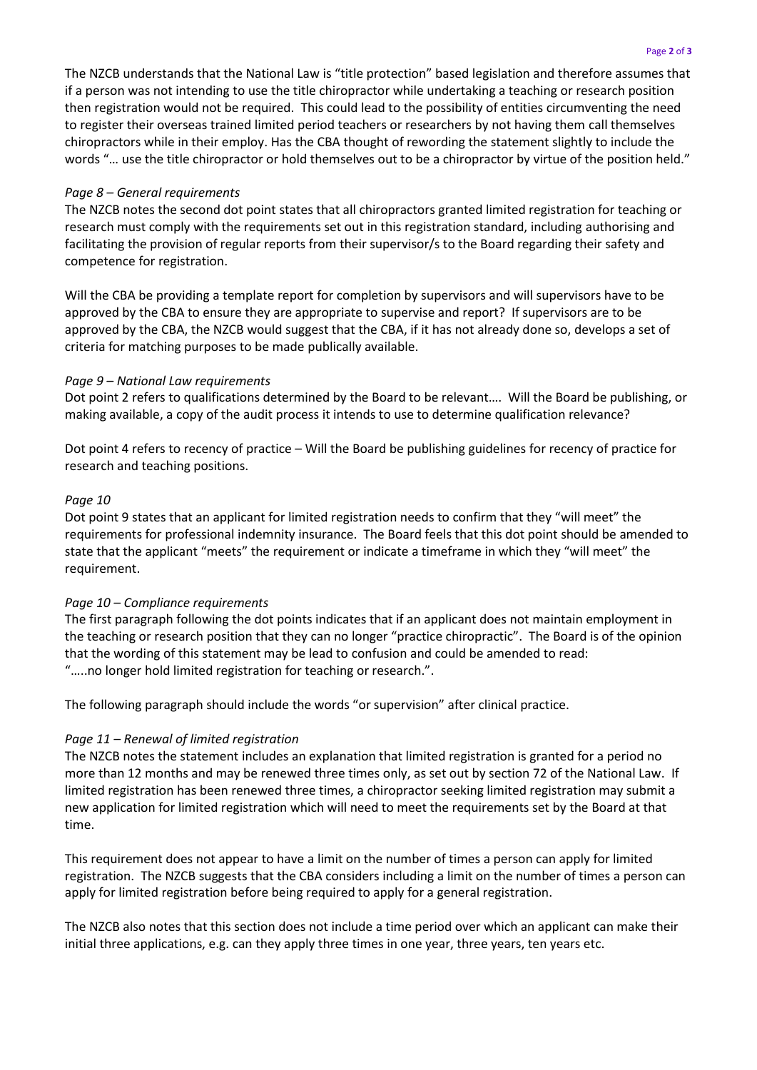The NZCB understands that the National Law is "title protection" based legislation and therefore assumes that if a person was not intending to use the title chiropractor while undertaking a teaching or research position then registration would not be required. This could lead to the possibility of entities circumventing the need to register their overseas trained limited period teachers or researchers by not having them call themselves chiropractors while in their employ. Has the CBA thought of rewording the statement slightly to include the words "… use the title chiropractor or hold themselves out to be a chiropractor by virtue of the position held."

*Page 8 – General requirements*

The NZCB notes the second dot point states that all chiropractors granted limited registration for teaching or research must comply with the requirements set out in this registration standard, including authorising and facilitating the provision of regular reports from their supervisor/s to the Board regarding their safety and competence for registration.

Will the CBA be providing a template report for completion by supervisors and will supervisors have to be approved by the CBA to ensure they are appropriate to supervise and report? If supervisors are to be approved by the CBA, the NZCB would suggest that the CBA, if it has not already done so, develops a set of criteria for matching purposes to be made publically available.

*Page 9 – National Law requirements*

Dot point 2 refers to qualifications determined by the Board to be relevant…. Will the Board be publishing, or making available, a copy of the audit process it intends to use to determine qualification relevance?

Dot point 4 refers to recency of practice – Will the Board be publishing guidelines for recency of practice for research and teaching positions.

*Page 10*

Dot point 9 states that an applicant for limited registration needs to confirm that they "will meet" the requirements for professional indemnity insurance. The Board feels that this dot point should be amended to state that the applicant "meets" the requirement or indicate a timeframe in which they "will meet" the requirement.

*Page 10 – Compliance requirements*

The first paragraph following the dot points indicates that if an applicant does not maintain employment in the teaching or research position that they can no longer "practice chiropractic". The Board is of the opinion that the wording of this statement may be lead to confusion and could be amended to read: "…..no longer hold limited registration for teaching or research.".

The following paragraph should include the words "or supervision" after clinical practice.

*Page 11 – Renewal of limited registration*

The NZCB notes the statement includes an explanation that limited registration is granted for a period no more than 12 months and may be renewed three times only, as set out by section 72 of the National Law. If limited registration has been renewed three times, a chiropractor seeking limited registration may submit a new application for limited registration which will need to meet the requirements set by the Board at that time.

This requirement does not appear to have a limit on the number of times a person can apply for limited registration. The NZCB suggests that the CBA considers including a limit on the number of times a person can apply for limited registration before being required to apply for a general registration.

The NZCB also notes that this section does not include a time period over which an applicant can make their initial three applications, e.g. can they apply three times in one year, three years, ten years etc.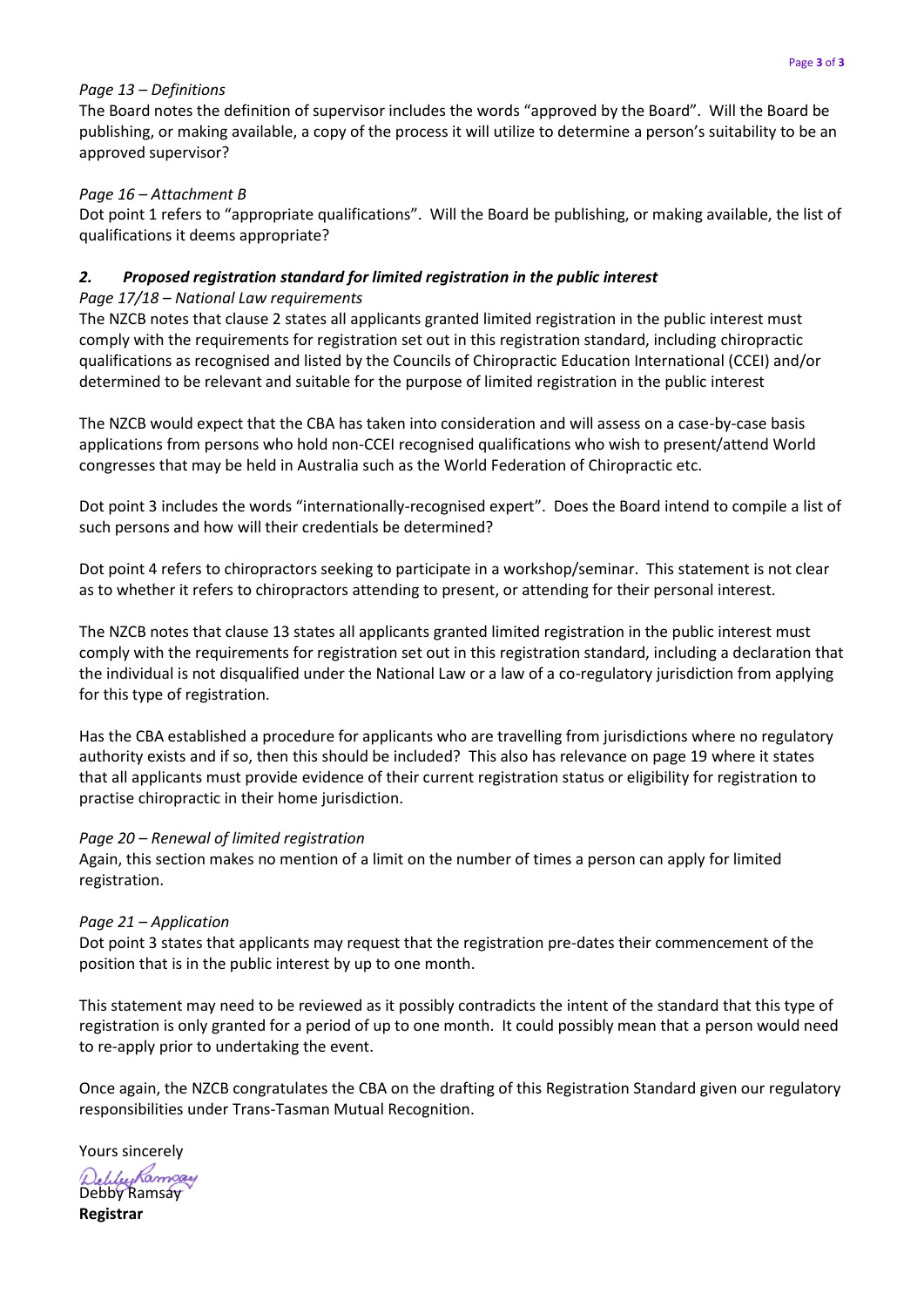*Page 13 – Definitions*

The Board notes the definition of supervisor includes the words "approved by the Board". Will the Board be publishing, or making available, a copy of the process it will utilize to determine a person's suitability to be an approved supervisor?

*Page 16 – Attachment B*

Dot point 1 refers to "appropriate qualifications". Will the Board be publishing, or making available, the list of qualifications it deems appropriate?

***2. Proposed registration standard for limited registration in the public interest***

*Page 17/18 – National Law requirements*

The NZCB notes that clause 2 states all applicants granted limited registration in the public interest must comply with the requirements for registration set out in this registration standard, including chiropractic qualifications as recognised and listed by the Councils of Chiropractic Education International (CCEI) and/or determined to be relevant and suitable for the purpose of limited registration in the public interest

The NZCB would expect that the CBA has taken into consideration and will assess on a case-by-case basis applications from persons who hold non-CCEI recognised qualifications who wish to present/attend World congresses that may be held in Australia such as the World Federation of Chiropractic etc.

Dot point 3 includes the words "internationally-recognised expert". Does the Board intend to compile a list of such persons and how will their credentials be determined?

Dot point 4 refers to chiropractors seeking to participate in a workshop/seminar. This statement is not clear as to whether it refers to chiropractors attending to present, or attending for their personal interest.

The NZCB notes that clause 13 states all applicants granted limited registration in the public interest must comply with the requirements for registration set out in this registration standard, including a declaration that the individual is not disqualified under the National Law or a law of a co-regulatory jurisdiction from applying for this type of registration.

Has the CBA established a procedure for applicants who are travelling from jurisdictions where no regulatory authority exists and if so, then this should be included? This also has relevance on page 19 where it states that all applicants must provide evidence of their current registration status or eligibility for registration to practise chiropractic in their home jurisdiction.

*Page 20 – Renewal of limited registration*

Again, this section makes no mention of a limit on the number of times a person can apply for limited registration.

*Page 21 – Application*

Dot point 3 states that applicants may request that the registration pre-dates their commencement of the position that is in the public interest by up to one month.

This statement may need to be reviewed as it possibly contradicts the intent of the standard that this type of registration is only granted for a period of up to one month. It could possibly mean that a person would need to re-apply prior to undertaking the event.

Once again, the NZCB congratulates the CBA on the drafting of this Registration Standard given our regulatory responsibilities under Trans-Tasman Mutual Recognition.

Yours sincerely

Debby Ramsay

**Registrar**